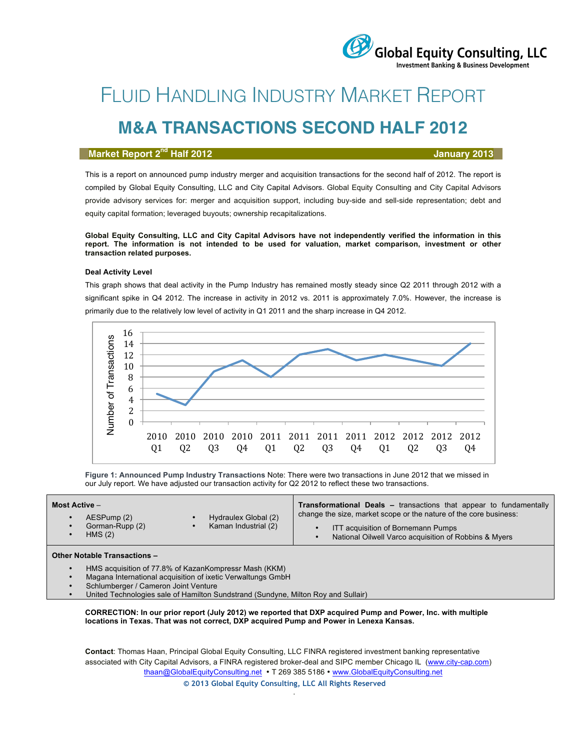Global Equity Consulting, LLC
Investment Banking & Business Development

# Fluid Handling Industry Market Report

## M&A Transactions Second Half 2012

**Market Report 2nd Half 2012** — **January 2013**

This is a report on announced pump industry merger and acquisition transactions for the second half of 2012. The report is compiled by Global Equity Consulting, LLC and City Capital Advisors. Global Equity Consulting and City Capital Advisors provide advisory services for: merger and acquisition support, including buy-side and sell-side representation; debt and equity capital formation; leveraged buyouts; ownership recapitalizations.

**Global Equity Consulting, LLC and City Capital Advisors have not independently verified the information in this report. The information is not intended to be used for valuation, market comparison, investment or other transaction related purposes.**

**Deal Activity Level**

This graph shows that deal activity in the Pump Industry has remained mostly steady since Q2 2011 through 2012 with a significant spike in Q4 2012. The increase in activity in 2012 vs. 2011 is approximately 7.0%. However, the increase is primarily due to the relatively low level of activity in Q1 2011 and the sharp increase in Q4 2012.

| Quarter | Number of Transactions |
|---|---|
| 2010 Q1 | 5 |
| 2010 Q2 | 3 |
| 2010 Q3 | 9 |
| 2010 Q4 | 11 |
| 2011 Q1 | 8 |
| 2011 Q2 | 12 |
| 2011 Q3 | 13 |
| 2011 Q4 | 11 |
| 2012 Q1 | 12 |
| 2012 Q2 | 11 |
| 2012 Q3 | 10 |
| 2012 Q4 | 14 |

**Figure 1: Announced Pump Industry Transactions** Note: There were two transactions in June 2012 that we missed in our July report. We have adjusted our transaction activity for Q2 2012 to reflect these two transactions.

**Most Active –**

- AESPump (2)
- Gorman-Rupp (2)
- HMS (2)
- Hydraulex Global (2)
- Kaman Industrial (2)

**Transformational Deals –** transactions that appear to fundamentally change the size, market scope or the nature of the core business:

- ITT acquisition of Bornemann Pumps
- National Oilwell Varco acquisition of Robbins & Myers

**Other Notable Transactions –**

- HMS acquisition of 77.8% of KazanKompressr Mash (KKM)
- Magana International acquisition of ixetic Verwaltungs GmbH
- Schlumberger / Cameron Joint Venture
- United Technologies sale of Hamilton Sundstrand (Sundyne, Milton Roy and Sullair)

**CORRECTION: In our prior report (July 2012) we reported that DXP acquired Pump and Power, Inc. with multiple locations in Texas. That was not correct, DXP acquired Pump and Power in Lenexa Kansas.**

**Contact**: Thomas Haan, Principal Global Equity Consulting, LLC FINRA registered investment banking representative associated with City Capital Advisors, a FINRA registered broker-deal and SIPC member Chicago IL (www.city-cap.com)
thaan@GlobalEquityConsulting.net • T 269 385 5186 • www.GlobalEquityConsulting.net

© 2013 Global Equity Consulting, LLC All Rights Reserved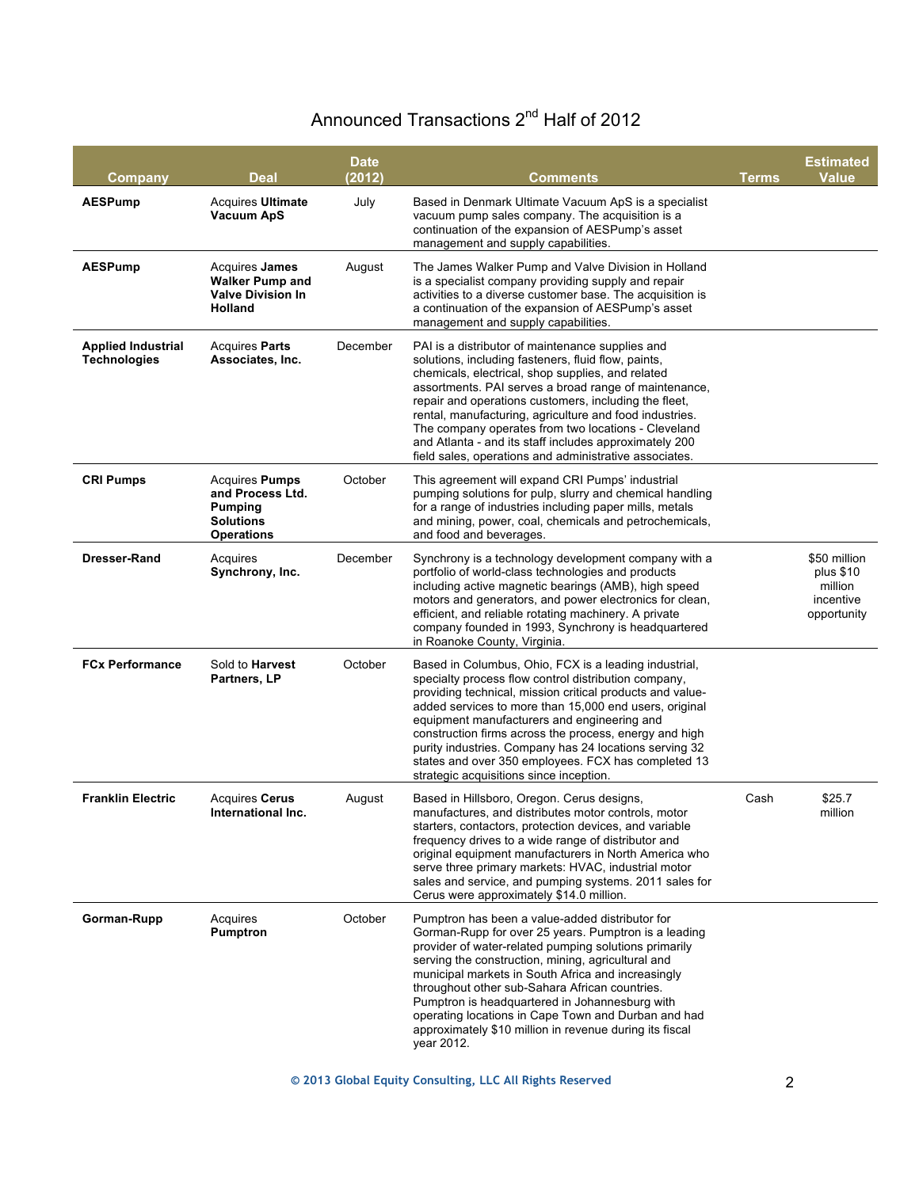# Announced Transactions 2nd Half of 2012

| Company | Deal | Date (2012) | Comments | Terms | Estimated Value |
|---|---|---|---|---|---|
| **AESPump** | Acquires **Ultimate Vacuum ApS** | July | Based in Denmark Ultimate Vacuum ApS is a specialist vacuum pump sales company. The acquisition is a continuation of the expansion of AESPump's asset management and supply capabilities. | | |
| **AESPump** | Acquires **James Walker Pump and Valve Division In Holland** | August | The James Walker Pump and Valve Division in Holland is a specialist company providing supply and repair activities to a diverse customer base. The acquisition is a continuation of the expansion of AESPump's asset management and supply capabilities. | | |
| **Applied Industrial Technologies** | Acquires **Parts Associates, Inc.** | December | PAI is a distributor of maintenance supplies and solutions, including fasteners, fluid flow, paints, chemicals, electrical, shop supplies, and related assortments. PAI serves a broad range of maintenance, repair and operations customers, including the fleet, rental, manufacturing, agriculture and food industries. The company operates from two locations - Cleveland and Atlanta - and its staff includes approximately 200 field sales, operations and administrative associates. | | |
| **CRI Pumps** | Acquires **Pumps and Process Ltd. Pumping Solutions Operations** | October | This agreement will expand CRI Pumps' industrial pumping solutions for pulp, slurry and chemical handling for a range of industries including paper mills, metals and mining, power, coal, chemicals and petrochemicals, and food and beverages. | | |
| **Dresser-Rand** | Acquires **Synchrony, Inc.** | December | Synchrony is a technology development company with a portfolio of world-class technologies and products including active magnetic bearings (AMB), high speed motors and generators, and power electronics for clean, efficient, and reliable rotating machinery. A private company founded in 1993, Synchrony is headquartered in Roanoke County, Virginia. | | $50 million plus $10 million incentive opportunity |
| **FCx Performance** | Sold to **Harvest Partners, LP** | October | Based in Columbus, Ohio, FCX is a leading industrial, specialty process flow control distribution company, providing technical, mission critical products and value-added services to more than 15,000 end users, original equipment manufacturers and engineering and construction firms across the process, energy and high purity industries. Company has 24 locations serving 32 states and over 350 employees. FCX has completed 13 strategic acquisitions since inception. | | |
| **Franklin Electric** | Acquires **Cerus International Inc.** | August | Based in Hillsboro, Oregon. Cerus designs, manufactures, and distributes motor controls, motor starters, contactors, protection devices, and variable frequency drives to a wide range of distributor and original equipment manufacturers in North America who serve three primary markets: HVAC, industrial motor sales and service, and pumping systems. 2011 sales for Cerus were approximately $14.0 million. | Cash | $25.7 million |
| **Gorman-Rupp** | Acquires **Pumptron** | October | Pumptron has been a value-added distributor for Gorman-Rupp for over 25 years. Pumptron is a leading provider of water-related pumping solutions primarily serving the construction, mining, agricultural and municipal markets in South Africa and increasingly throughout other sub-Sahara African countries. Pumptron is headquartered in Johannesburg with operating locations in Cape Town and Durban and had approximately $10 million in revenue during its fiscal year 2012. | | |

© 2013 Global Equity Consulting, LLC All Rights Reserved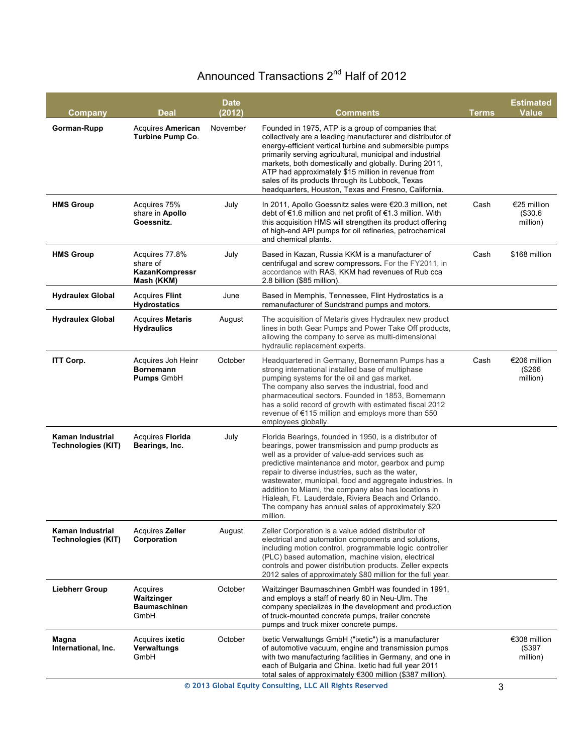# Announced Transactions 2nd Half of 2012

| Company | Deal | Date (2012) | Comments | Terms | Estimated Value |
|---|---|---|---|---|---|
| **Gorman-Rupp** | Acquires **American Turbine Pump Co**. | November | Founded in 1975, ATP is a group of companies that collectively are a leading manufacturer and distributor of energy-efficient vertical turbine and submersible pumps primarily serving agricultural, municipal and industrial markets, both domestically and globally. During 2011, ATP had approximately $15 million in revenue from sales of its products through its Lubbock, Texas headquarters, Houston, Texas and Fresno, California. | | |
| **HMS Group** | Acquires 75% share in **Apollo Goessnitz.** | July | In 2011, Apollo Goessnitz sales were €20.3 million, net debt of €1.6 million and net profit of €1.3 million. With this acquisition HMS will strengthen its product offering of high-end API pumps for oil refineries, petrochemical and chemical plants. | Cash | €25 million ($30.6 million) |
| **HMS Group** | Acquires 77.8% share of **KazanKompressr Mash (KKM)** | July | Based in Kazan, Russia KKM is a manufacturer of centrifugal and screw compressors. For the FY2011, in accordance with RAS, KKM had revenues of Rub cca 2.8 billion ($85 million). | Cash | $168 million |
| **Hydraulex Global** | Acquires **Flint Hydrostatics** | June | Based in Memphis, Tennessee, Flint Hydrostatics is a remanufacturer of Sundstrand pumps and motors. | | |
| **Hydraulex Global** | Acquires **Metaris Hydraulics** | August | The acquisition of Metaris gives Hydraulex new product lines in both Gear Pumps and Power Take Off products, allowing the company to serve as multi-dimensional hydraulic replacement experts. | | |
| **ITT Corp.** | Acquires Joh Heinr **Bornemann Pumps** GmbH | October | Headquartered in Germany, Bornemann Pumps has a strong international installed base of multiphase pumping systems for the oil and gas market. The company also serves the industrial, food and pharmaceutical sectors. Founded in 1853, Bornemann has a solid record of growth with estimated fiscal 2012 revenue of €115 million and employs more than 550 employees globally. | Cash | €206 million ($266 million) |
| **Kaman Industrial Technologies (KIT)** | Acquires **Florida Bearings, Inc.** | July | Florida Bearings, founded in 1950, is a distributor of bearings, power transmission and pump products as well as a provider of value-add services such as predictive maintenance and motor, gearbox and pump repair to diverse industries, such as the water, wastewater, municipal, food and aggregate industries. In addition to Miami, the company also has locations in Hialeah, Ft. Lauderdale, Riviera Beach and Orlando. The company has annual sales of approximately $20 million. | | |
| **Kaman Industrial Technologies (KIT)** | Acquires **Zeller Corporation** | August | Zeller Corporation is a value added distributor of electrical and automation components and solutions, including motion control, programmable logic controller (PLC) based automation, machine vision, electrical controls and power distribution products. Zeller expects 2012 sales of approximately $80 million for the full year. | | |
| **Liebherr Group** | Acquires **Waitzinger Baumaschinen** GmbH | October | Waitzinger Baumaschinen GmbH was founded in 1991, and employs a staff of nearly 60 in Neu-Ulm. The company specializes in the development and production of truck-mounted concrete pumps, trailer concrete pumps and truck mixer concrete pumps. | | |
| **Magna International, Inc.** | Acquires **ixetic Verwaltungs** GmbH | October | Ixetic Verwaltungs GmbH ("ixetic") is a manufacturer of automotive vacuum, engine and transmission pumps with two manufacturing facilities in Germany, and one in each of Bulgaria and China. Ixetic had full year 2011 total sales of approximately €300 million ($387 million). | | €308 million ($397 million) |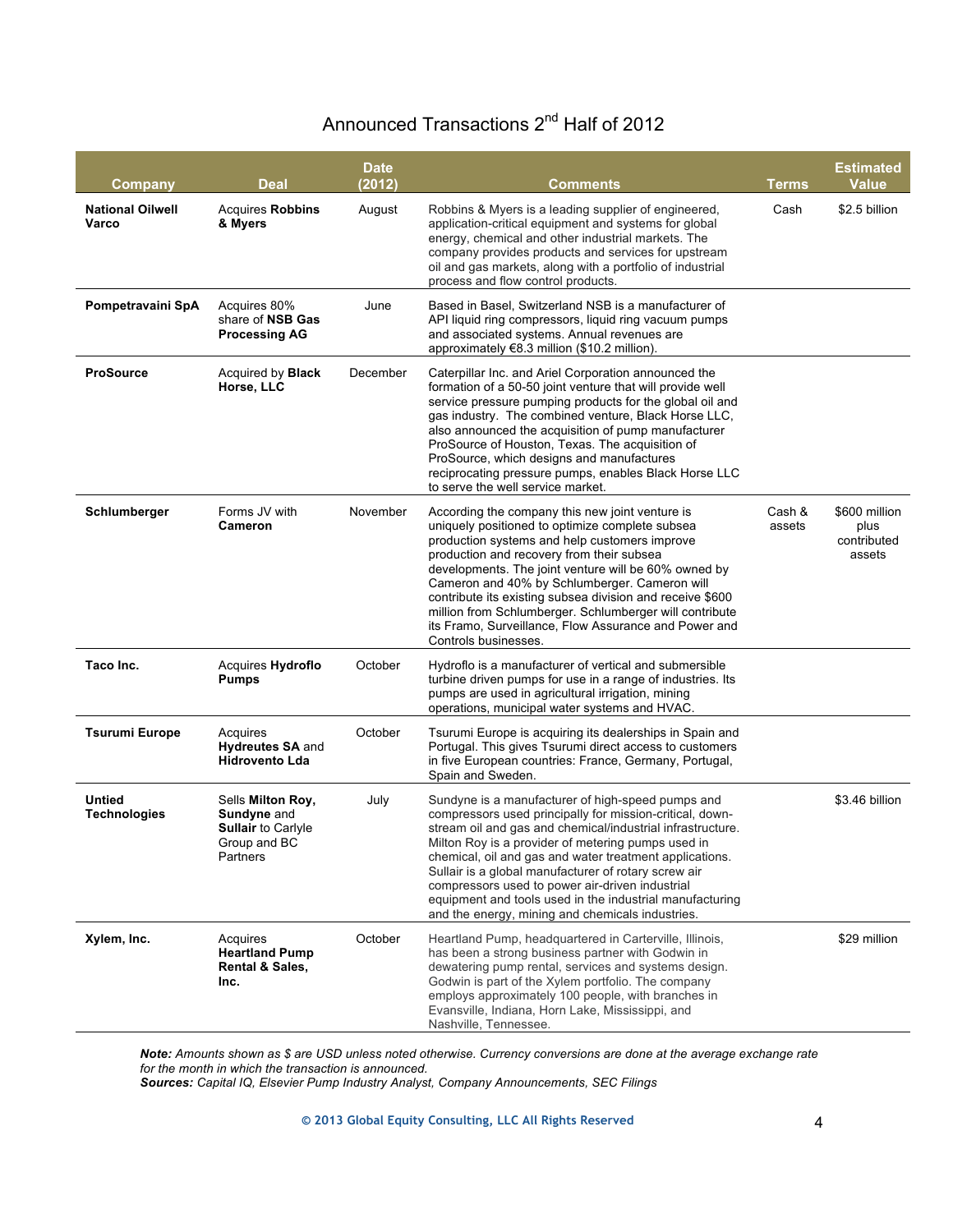# Announced Transactions 2[nd] Half of 2012

| Company | Deal | Date (2012) | Comments | Terms | Estimated Value |
|---|---|---|---|---|---|
| **National Oilwell Varco** | Acquires **Robbins & Myers** | August | Robbins & Myers is a leading supplier of engineered, application-critical equipment and systems for global energy, chemical and other industrial markets. The company provides products and services for upstream oil and gas markets, along with a portfolio of industrial process and flow control products. | Cash | $2.5 billion |
| **Pompetravaini SpA** | Acquires 80% share of **NSB Gas Processing AG** | June | Based in Basel, Switzerland NSB is a manufacturer of API liquid ring compressors, liquid ring vacuum pumps and associated systems. Annual revenues are approximately €8.3 million ($10.2 million). | | |
| **ProSource** | Acquired by **Black Horse, LLC** | December | Caterpillar Inc. and Ariel Corporation announced the formation of a 50-50 joint venture that will provide well service pressure pumping products for the global oil and gas industry. The combined venture, Black Horse LLC, also announced the acquisition of pump manufacturer ProSource of Houston, Texas. The acquisition of ProSource, which designs and manufactures reciprocating pressure pumps, enables Black Horse LLC to serve the well service market. | | |
| **Schlumberger** | Forms JV with **Cameron** | November | According the company this new joint venture is uniquely positioned to optimize complete subsea production systems and help customers improve production and recovery from their subsea developments. The joint venture will be 60% owned by Cameron and 40% by Schlumberger. Cameron will contribute its existing subsea division and receive $600 million from Schlumberger. Schlumberger will contribute its Framo, Surveillance, Flow Assurance and Power and Controls businesses. | Cash & assets | $600 million plus contributed assets |
| **Taco Inc.** | Acquires **Hydroflo Pumps** | October | Hydroflo is a manufacturer of vertical and submersible turbine driven pumps for use in a range of industries. Its pumps are used in agricultural irrigation, mining operations, municipal water systems and HVAC. | | |
| **Tsurumi Europe** | Acquires **Hydreutes SA** and **Hidrovento Lda** | October | Tsurumi Europe is acquiring its dealerships in Spain and Portugal. This gives Tsurumi direct access to customers in five European countries: France, Germany, Portugal, Spain and Sweden. | | |
| **Untied Technologies** | Sells **Milton Roy, Sundyne** and **Sullair** to Carlyle Group and BC Partners | July | Sundyne is a manufacturer of high-speed pumps and compressors used principally for mission-critical, down-stream oil and gas and chemical/industrial infrastructure. Milton Roy is a provider of metering pumps used in chemical, oil and gas and water treatment applications. Sullair is a global manufacturer of rotary screw air compressors used to power air-driven industrial equipment and tools used in the industrial manufacturing and the energy, mining and chemicals industries. | | $3.46 billion |
| **Xylem, Inc.** | Acquires **Heartland Pump Rental & Sales, Inc.** | October | Heartland Pump, headquartered in Carterville, Illinois, has been a strong business partner with Godwin in dewatering pump rental, services and systems design. Godwin is part of the Xylem portfolio. The company employs approximately 100 people, with branches in Evansville, Indiana, Horn Lake, Mississippi, and Nashville, Tennessee. | | $29 million |

***Note:*** *Amounts shown as $ are USD unless noted otherwise. Currency conversions are done at the average exchange rate for the month in which the transaction is announced.*
***Sources:*** *Capital IQ, Elsevier Pump Industry Analyst, Company Announcements, SEC Filings*

© 2013 Global Equity Consulting, LLC All Rights Reserved